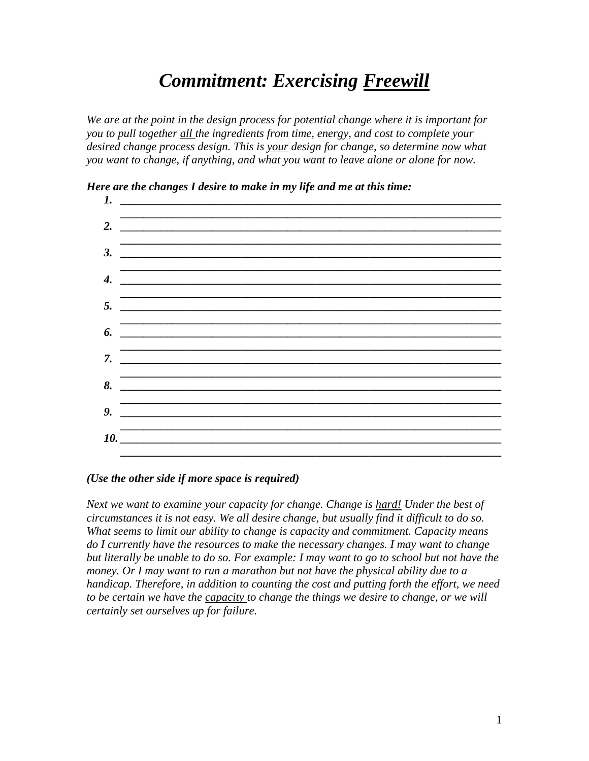# *Commitment: Exercising Freewill*

*We are at the point in the design process for potential change where it is important for you to pull together all the ingredients from time, energy, and cost to complete your desired change process design. This is your design for change, so determine now what you want to change, if anything, and what you want to leave alone or alone for now.*

***Here are the changes I desire to make in my life and me at this time:***

1. ______________________________________________________________________
   ______________________________________________________________________
2. ______________________________________________________________________
   ______________________________________________________________________
3. ______________________________________________________________________
   ______________________________________________________________________
4. ______________________________________________________________________
   ______________________________________________________________________
5. ______________________________________________________________________
   ______________________________________________________________________
6. ______________________________________________________________________
   ______________________________________________________________________
7. ______________________________________________________________________
   ______________________________________________________________________
8. ______________________________________________________________________
   ______________________________________________________________________
9. ______________________________________________________________________
   ______________________________________________________________________
10. ______________________________________________________________________
    ______________________________________________________________________

***(Use the other side if more space is required)***

*Next we want to examine your capacity for change. Change is hard! Under the best of circumstances it is not easy. We all desire change, but usually find it difficult to do so. What seems to limit our ability to change is capacity and commitment. Capacity means do I currently have the resources to make the necessary changes. I may want to change but literally be unable to do so. For example: I may want to go to school but not have the money. Or I may want to run a marathon but not have the physical ability due to a handicap. Therefore, in addition to counting the cost and putting forth the effort, we need to be certain we have the capacity to change the things we desire to change, or we will certainly set ourselves up for failure.*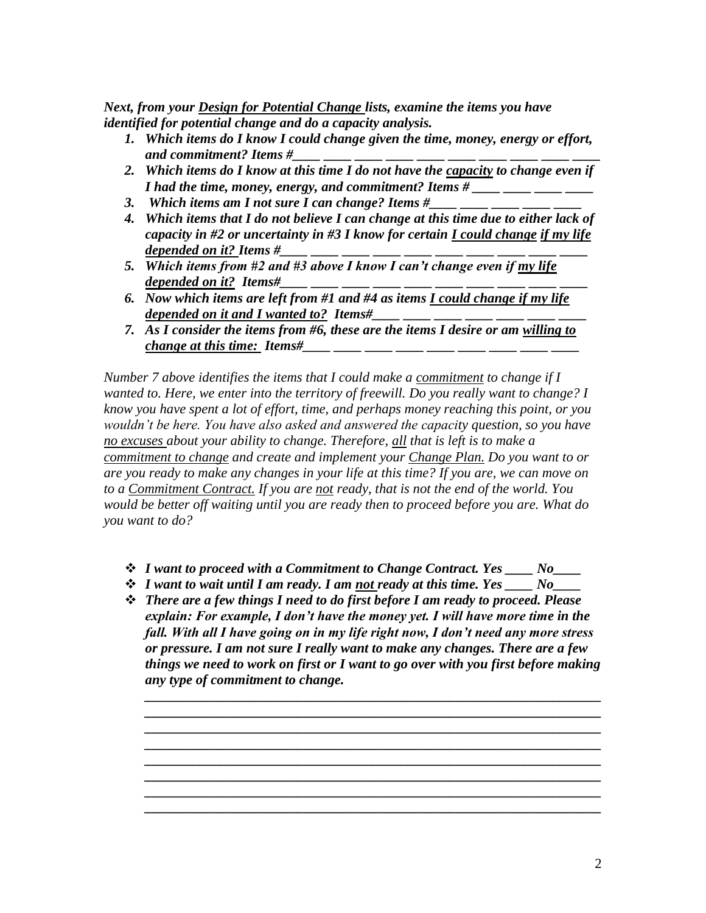***Next, from your Design for Potential Change lists, examine the items you have identified for potential change and do a capacity analysis.***

1. ***Which items do I know I could change given the time, money, energy or effort, and commitment? Items #____ ____ ____ ____ ____ ____ ____ ____ ____***
2. ***Which items do I know at this time I do not have the capacity to change even if I had the time, money, energy, and commitment? Items # ____ ____ ____ ____***
3. ***Which items am I not sure I can change? Items #____ ____ ____ ____ ____***
4. ***Which items that I do not believe I can change at this time due to either lack of capacity in #2 or uncertainty in #3 I know for certain I could change if my life depended on it? Items #____ ____ ____ ____ ____ ____ ____ ____ ____ ____***
5. ***Which items from #2 and #3 above I know I can't change even if my life depended on it? Items#____ ____ ____ ____ ____ ____ ____ ____ ____ ____***
6. ***Now which items are left from #1 and #4 as items I could change if my life depended on it and I wanted to? Items#____ ____ ____ ____ ____ ____ ____***
7. ***As I consider the items from #6, these are the items I desire or am willing to change at this time: Items#____ ____ ____ ____ ____ ____ ____ ____ ____***

*Number 7 above identifies the items that I could make a commitment to change if I wanted to. Here, we enter into the territory of freewill. Do you really want to change? I know you have spent a lot of effort, time, and perhaps money reaching this point, or you wouldn't be here. You have also asked and answered the capacity question, so you have no excuses about your ability to change. Therefore, all that is left is to make a commitment to change and create and implement your Change Plan. Do you want to or are you ready to make any changes in your life at this time? If you are, we can move on to a Commitment Contract. If you are not ready, that is not the end of the world. You would be better off waiting until you are ready then to proceed before you are. What do you want to do?*

- ***I want to proceed with a Commitment to Change Contract. Yes ____ No____***
- ***I want to wait until I am ready. I am not ready at this time. Yes ____ No____***
- ***There are a few things I need to do first before I am ready to proceed. Please explain: For example, I don't have the money yet. I will have more time in the fall. With all I have going on in my life right now, I don't need any more stress or pressure. I am not sure I really want to make any changes. There are a few things we need to work on first or I want to go over with you first before making any type of commitment to change.***

  ____________________________________________________________________
  ____________________________________________________________________
  ____________________________________________________________________
  ____________________________________________________________________
  ____________________________________________________________________
  ____________________________________________________________________
  ____________________________________________________________________
  ____________________________________________________________________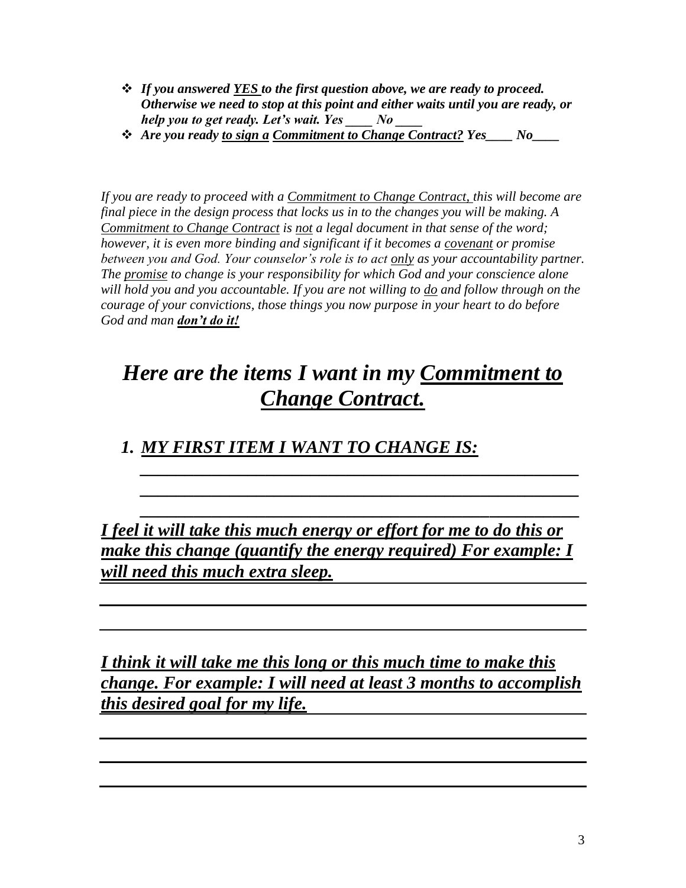- ***If you answered <u>YES</u> to the first question above, we are ready to proceed. Otherwise we need to stop at this point and either waits until you are ready, or help you to get ready. Let's wait. Yes ____ No ____***
- ***Are you ready <u>to sign a</u> <u>Commitment to Change Contract?</u> Yes____ No____***

*If you are ready to proceed with a <u>Commitment to Change Contract,</u> this will become are final piece in the design process that locks us in to the changes you will be making. A <u>Commitment to Change Contract</u> is <u>not</u> a legal document in that sense of the word; however, it is even more binding and significant if it becomes a <u>covenant</u> or promise between you and God. Your counselor's role is to act <u>only</u> as your accountability partner. The <u>promise</u> to change is your responsibility for which God and your conscience alone will hold you and you accountable. If you are not willing to <u>do</u> and follow through on the courage of your convictions, those things you now purpose in your heart to do before God and man **<u>don't do it!</u>***

## *Here are the items I want in my <u>Commitment to Change Contract.</u>*

1. ***<u>MY FIRST ITEM I WANT TO CHANGE IS:</u>***

   ______________________________________________________

   ______________________________________________________

   ______________________________________________________

***<u>I feel it will take this much energy or effort for me to do this or make this change (quantify the energy required) For example: I will need this much extra sleep.</u>***

______________________________________________________

______________________________________________________

***<u>I think it will take me this long or this much time to make this change. For example: I will need at least 3 months to accomplish this desired goal for my life.</u>***

______________________________________________________

______________________________________________________

______________________________________________________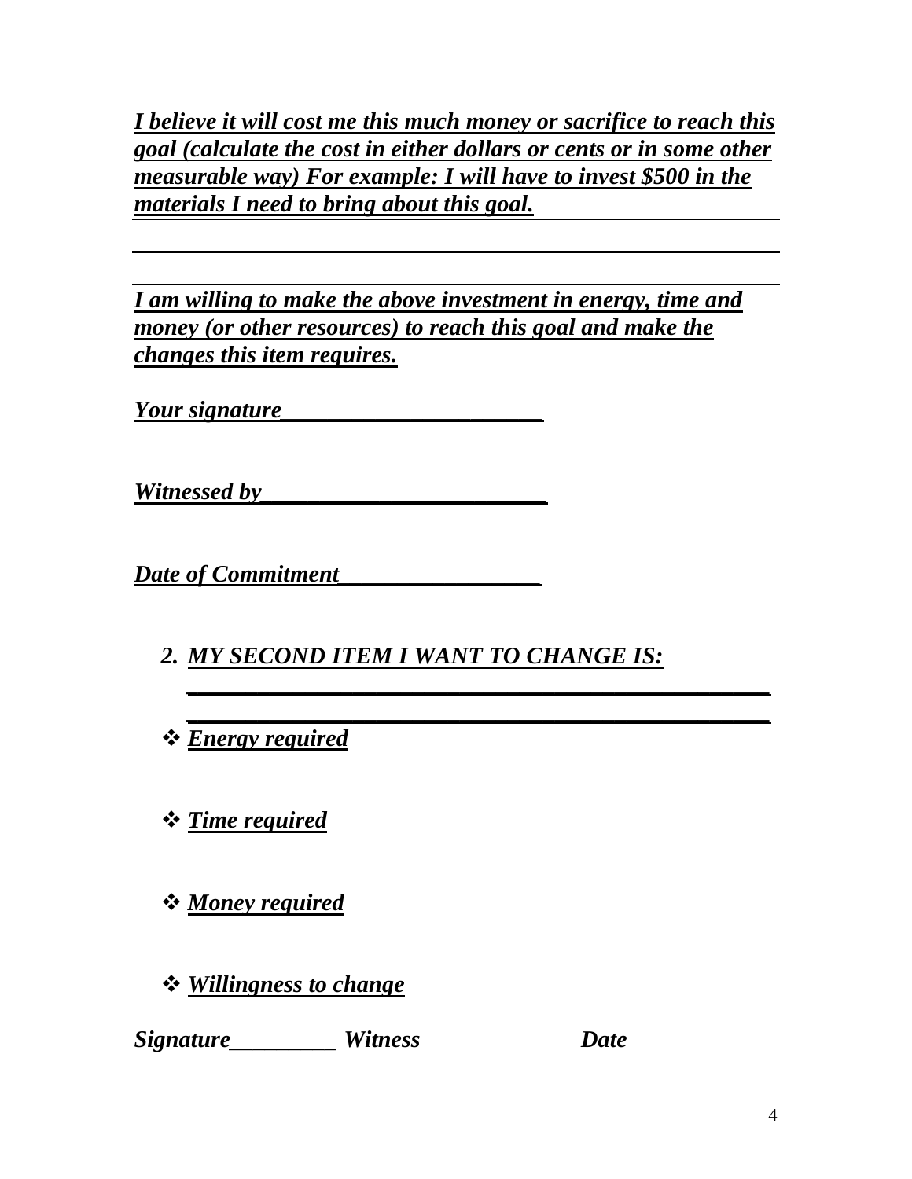***I believe it will cost me this much money or sacrifice to reach this goal (calculate the cost in either dollars or cents or in some other measurable way) For example: I will have to invest $500 in the materials I need to bring about this goal.***

---

---

***I am willing to make the above investment in energy, time and money (or other resources) to reach this goal and make the changes this item requires.***

***Your signature______________________***

***Witnessed by________________________***

***Date of Commitment_________________***

2. ***MY SECOND ITEM I WANT TO CHANGE IS:***
   ___________________________________________________
   ___________________________________________________

- ***Energy required***

- ***Time required***

- ***Money required***

- ***Willingness to change***

***Signature_________ Witness Date***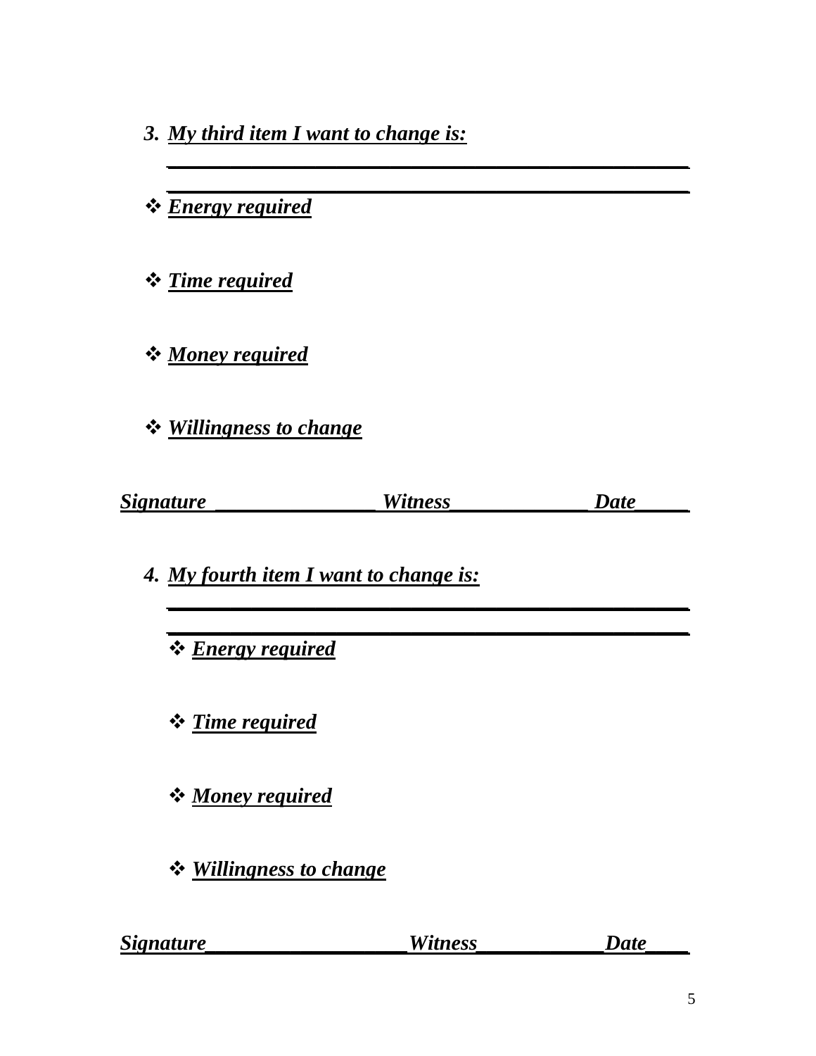3. ***My third item I want to change is:***
   ___________________________________________________
   ___________________________________________________

- ***Energy required***

- ***Time required***

- ***Money required***

- ***Willingness to change***

***Signature _______________ Witness_____________ Date_____***

4. ***My fourth item I want to change is:***
   ___________________________________________________
   ___________________________________________________

   - ***Energy required***

   - ***Time required***

   - ***Money required***

   - ***Willingness to change***

***Signature___________________Witness____________Date____***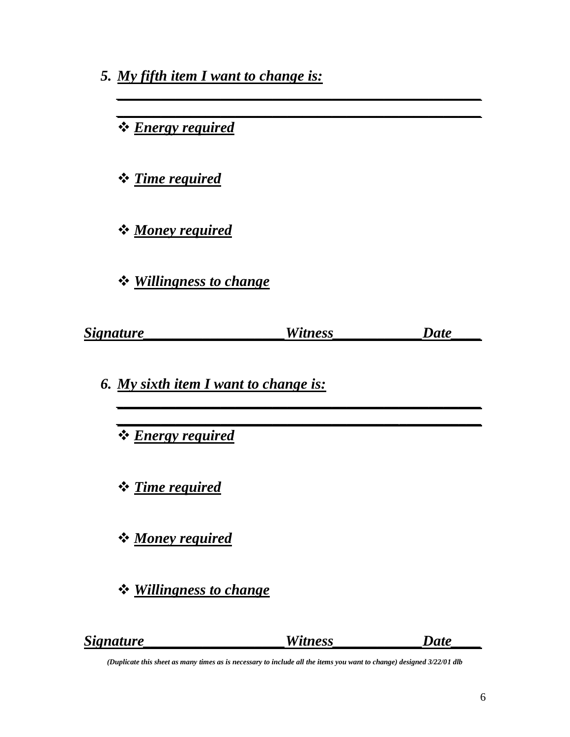5. ***My fifth item I want to change is:***
   ______________________________________________
   ______________________________________________
   - ***Energy required***

   - ***Time required***

   - ***Money required***

   - ***Willingness to change***

***Signature___________________Witness____________Date____***

6. ***My sixth item I want to change is:***
   ______________________________________________
   ______________________________________________
   - ***Energy required***

   - ***Time required***

   - ***Money required***

   - ***Willingness to change***

***Signature___________________Witness____________Date____***

***(Duplicate this sheet as many times as is necessary to include all the items you want to change) designed 3/22/01 dlb***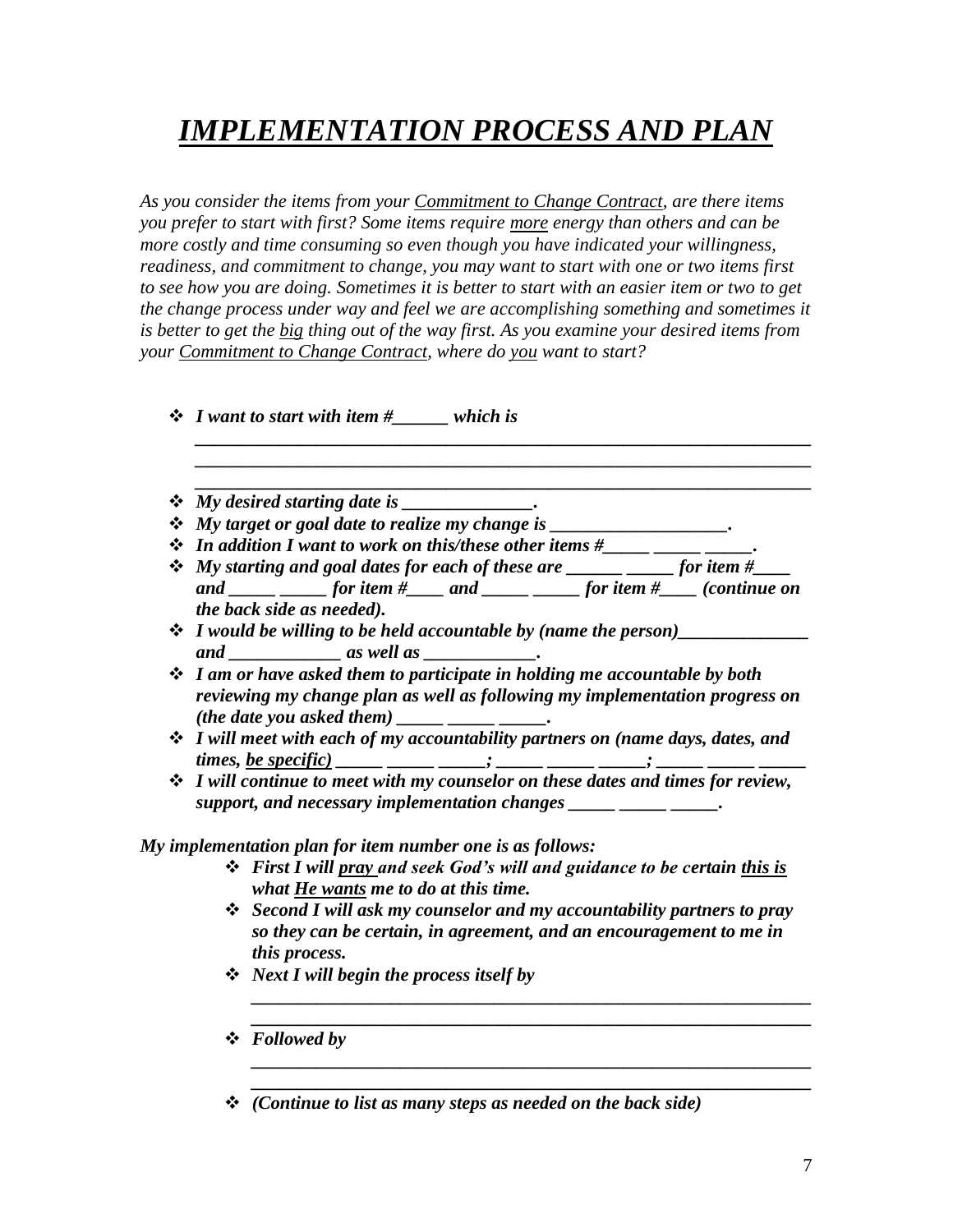# ***IMPLEMENTATION PROCESS AND PLAN***

*As you consider the items from your Commitment to Change Contract, are there items you prefer to start with first? Some items require more energy than others and can be more costly and time consuming so even though you have indicated your willingness, readiness, and commitment to change, you may want to start with one or two items first to see how you are doing. Sometimes it is better to start with an easier item or two to get the change process under way and feel we are accomplishing something and sometimes it is better to get the big thing out of the way first. As you examine your desired items from your Commitment to Change Contract, where do you want to start?*

- ***I want to start with item #______ which is ______________________________________________________________________ ______________________________________________________________________ ______________________________________________________________________***
- ***My desired starting date is ______________.***
- ***My target or goal date to realize my change is ___________________.***
- ***In addition I want to work on this/these other items #_____ _____ _____.***
- ***My starting and goal dates for each of these are ______ _____ for item #____ and _____ _____ for item #____ and _____ _____ for item #____ (continue on the back side as needed).***
- ***I would be willing to be held accountable by (name the person)______________ and ____________ as well as ____________.***
- ***I am or have asked them to participate in holding me accountable by both reviewing my change plan as well as following my implementation progress on (the date you asked them) _____ _____ _____.***
- ***I will meet with each of my accountability partners on (name days, dates, and times, be specific) _____ _____ _____; _____ _____ _____; _____ _____ _____***
- ***I will continue to meet with my counselor on these dates and times for review, support, and necessary implementation changes _____ _____ _____.***

***My implementation plan for item number one is as follows:***

- ***First I will pray and seek God's will and guidance to be certain this is what He wants me to do at this time.***
- ***Second I will ask my counselor and my accountability partners to pray so they can be certain, in agreement, and an encouragement to me in this process.***
- ***Next I will begin the process itself by ______________________________________________________________ ______________________________________________________________***
- ***Followed by ______________________________________________________________ ______________________________________________________________***
- ***(Continue to list as many steps as needed on the back side)***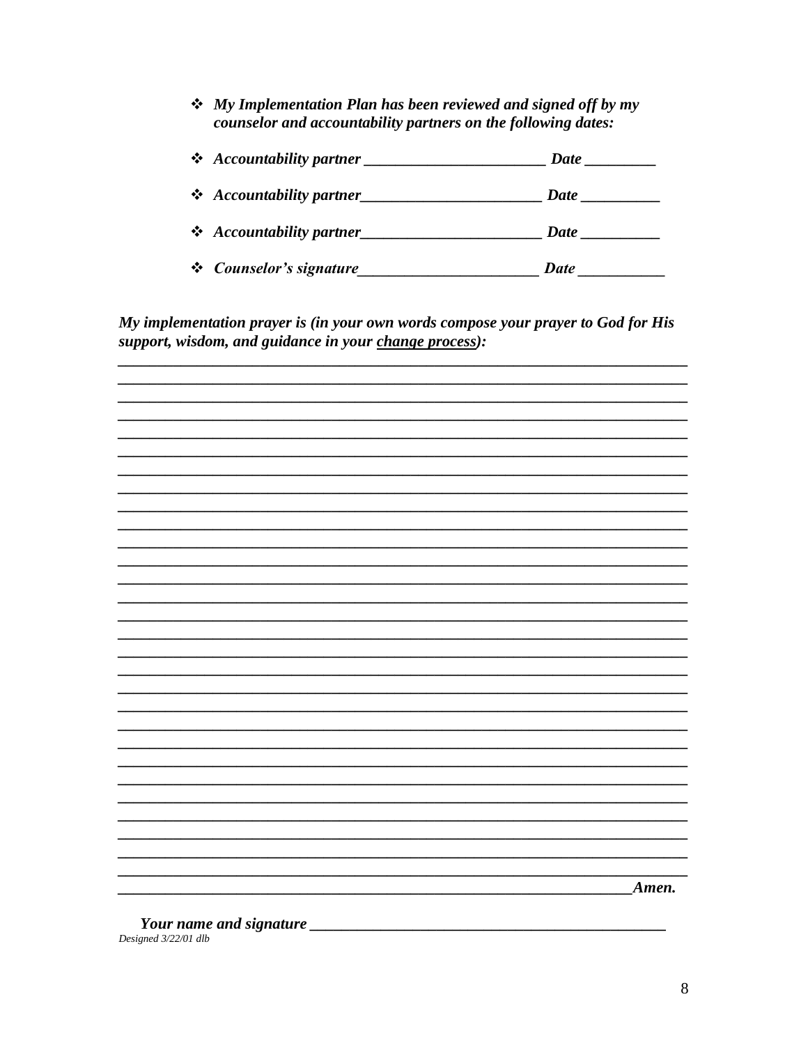- ***My Implementation Plan has been reviewed and signed off by my counselor and accountability partners on the following dates:***
- ***Accountability partner _______________________ Date _________***
- ***Accountability partner_______________________ Date __________***
- ***Accountability partner_______________________ Date __________***
- ***Counselor's signature_______________________ Date ___________***

***My implementation prayer is (in your own words compose your prayer to God for His support, wisdom, and guidance in your <u>change process</u>):***

______________________________________________________________________

______________________________________________________________________

______________________________________________________________________

______________________________________________________________________

______________________________________________________________________

______________________________________________________________________

______________________________________________________________________

______________________________________________________________________

______________________________________________________________________

______________________________________________________________________

______________________________________________________________________

______________________________________________________________________

______________________________________________________________________

______________________________________________________________________

______________________________________________________________________

______________________________________________________________________

______________________________________________________________________

______________________________________________________________________

______________________________________________________________________

______________________________________________________________________

______________________________________________________________________

______________________________________________________________________

______________________________________________________________________

______________________________________________________________________

______________________________________________________________________

______________________________________________________________________

______________________________________________________________________

______________________________________________________________________

______________________________________________________________________

_________________________________________________________________***Amen.***

***Your name and signature _____________________________________________***

*Designed 3/22/01 dlb*